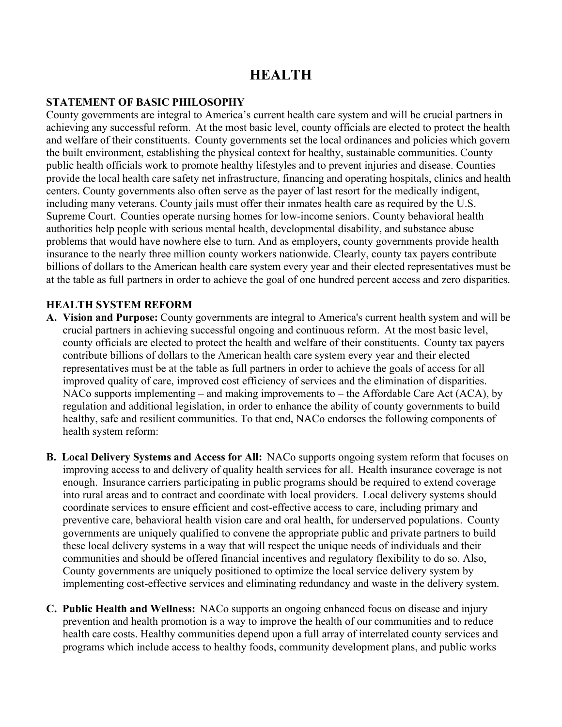# HEALTH

## STATEMENT OF BASIC PHILOSOPHY

County governments are integral to America's current health care system and will be crucial partners in achieving any successful reform. At the most basic level, county officials are elected to protect the health and welfare of their constituents. County governments set the local ordinances and policies which govern the built environment, establishing the physical context for healthy, sustainable communities. County public health officials work to promote healthy lifestyles and to prevent injuries and disease. Counties provide the local health care safety net infrastructure, financing and operating hospitals, clinics and health centers. County governments also often serve as the payer of last resort for the medically indigent, including many veterans. County jails must offer their inmates health care as required by the U.S. Supreme Court. Counties operate nursing homes for low-income seniors. County behavioral health authorities help people with serious mental health, developmental disability, and substance abuse problems that would have nowhere else to turn. And as employers, county governments provide health insurance to the nearly three million county workers nationwide. Clearly, county tax payers contribute billions of dollars to the American health care system every year and their elected representatives must be at the table as full partners in order to achieve the goal of one hundred percent access and zero disparities.

## HEALTH SYSTEM REFORM

**A. Vision and Purpose:** County governments are integral to America's current health system and will be crucial partners in achieving successful ongoing and continuous reform. At the most basic level, county officials are elected to protect the health and welfare of their constituents. County tax payers contribute billions of dollars to the American health care system every year and their elected representatives must be at the table as full partners in order to achieve the goals of access for all improved quality of care, improved cost efficiency of services and the elimination of disparities. NACo supports implementing – and making improvements to – the Affordable Care Act (ACA), by regulation and additional legislation, in order to enhance the ability of county governments to build healthy, safe and resilient communities. To that end, NACo endorses the following components of health system reform:

**B. Local Delivery Systems and Access for All:** NACo supports ongoing system reform that focuses on improving access to and delivery of quality health services for all. Health insurance coverage is not enough. Insurance carriers participating in public programs should be required to extend coverage into rural areas and to contract and coordinate with local providers. Local delivery systems should coordinate services to ensure efficient and cost-effective access to care, including primary and preventive care, behavioral health vision care and oral health, for underserved populations. County governments are uniquely qualified to convene the appropriate public and private partners to build these local delivery systems in a way that will respect the unique needs of individuals and their communities and should be offered financial incentives and regulatory flexibility to do so. Also, County governments are uniquely positioned to optimize the local service delivery system by implementing cost-effective services and eliminating redundancy and waste in the delivery system.

**C. Public Health and Wellness:** NACo supports an ongoing enhanced focus on disease and injury prevention and health promotion is a way to improve the health of our communities and to reduce health care costs. Healthy communities depend upon a full array of interrelated county services and programs which include access to healthy foods, community development plans, and public works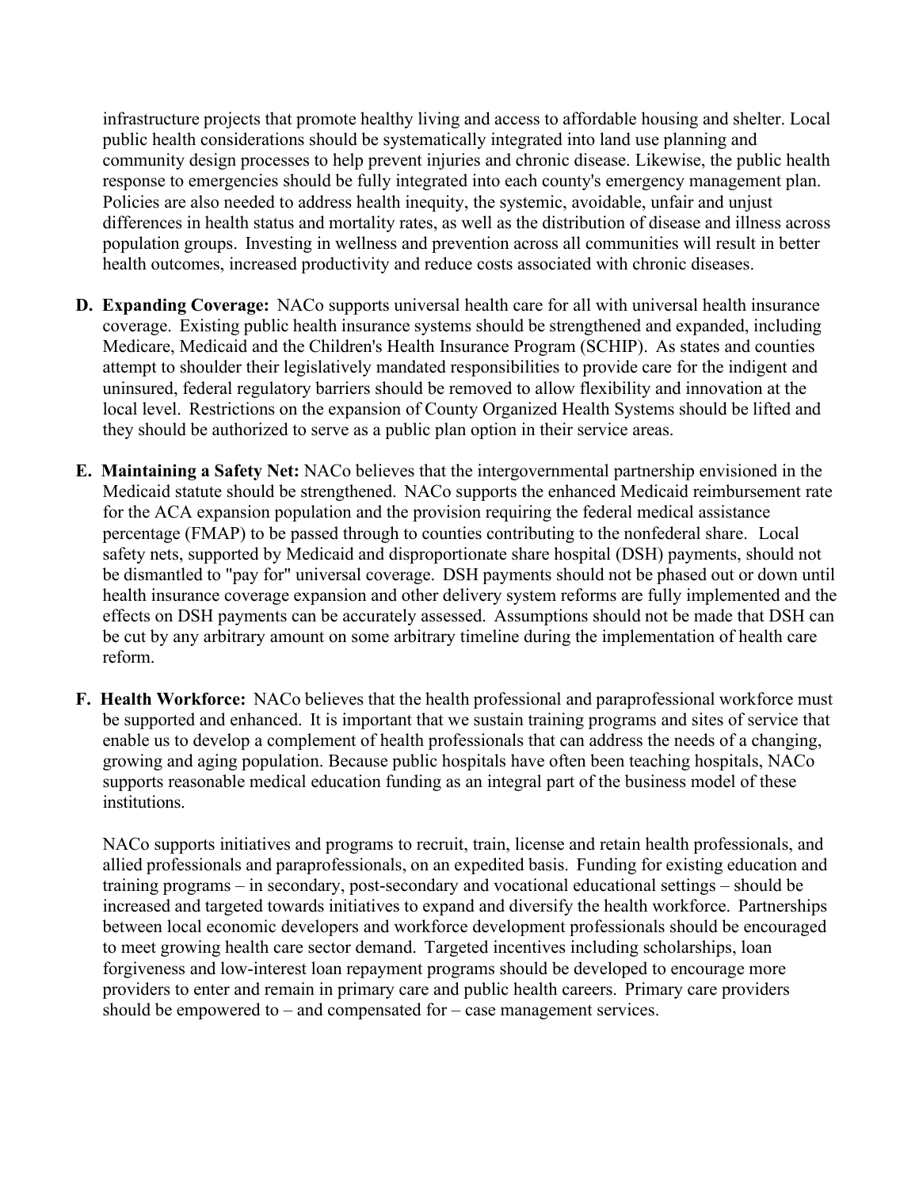infrastructure projects that promote healthy living and access to affordable housing and shelter. Local public health considerations should be systematically integrated into land use planning and community design processes to help prevent injuries and chronic disease. Likewise, the public health response to emergencies should be fully integrated into each county's emergency management plan. Policies are also needed to address health inequity, the systemic, avoidable, unfair and unjust differences in health status and mortality rates, as well as the distribution of disease and illness across population groups. Investing in wellness and prevention across all communities will result in better health outcomes, increased productivity and reduce costs associated with chronic diseases.

**D. Expanding Coverage:** NACo supports universal health care for all with universal health insurance coverage. Existing public health insurance systems should be strengthened and expanded, including Medicare, Medicaid and the Children's Health Insurance Program (SCHIP). As states and counties attempt to shoulder their legislatively mandated responsibilities to provide care for the indigent and uninsured, federal regulatory barriers should be removed to allow flexibility and innovation at the local level. Restrictions on the expansion of County Organized Health Systems should be lifted and they should be authorized to serve as a public plan option in their service areas.

**E. Maintaining a Safety Net:** NACo believes that the intergovernmental partnership envisioned in the Medicaid statute should be strengthened. NACo supports the enhanced Medicaid reimbursement rate for the ACA expansion population and the provision requiring the federal medical assistance percentage (FMAP) to be passed through to counties contributing to the nonfederal share. Local safety nets, supported by Medicaid and disproportionate share hospital (DSH) payments, should not be dismantled to "pay for" universal coverage. DSH payments should not be phased out or down until health insurance coverage expansion and other delivery system reforms are fully implemented and the effects on DSH payments can be accurately assessed. Assumptions should not be made that DSH can be cut by any arbitrary amount on some arbitrary timeline during the implementation of health care reform.

**F. Health Workforce:** NACo believes that the health professional and paraprofessional workforce must be supported and enhanced. It is important that we sustain training programs and sites of service that enable us to develop a complement of health professionals that can address the needs of a changing, growing and aging population. Because public hospitals have often been teaching hospitals, NACo supports reasonable medical education funding as an integral part of the business model of these institutions.

NACo supports initiatives and programs to recruit, train, license and retain health professionals, and allied professionals and paraprofessionals, on an expedited basis. Funding for existing education and training programs – in secondary, post-secondary and vocational educational settings – should be increased and targeted towards initiatives to expand and diversify the health workforce. Partnerships between local economic developers and workforce development professionals should be encouraged to meet growing health care sector demand. Targeted incentives including scholarships, loan forgiveness and low-interest loan repayment programs should be developed to encourage more providers to enter and remain in primary care and public health careers. Primary care providers should be empowered to – and compensated for – case management services.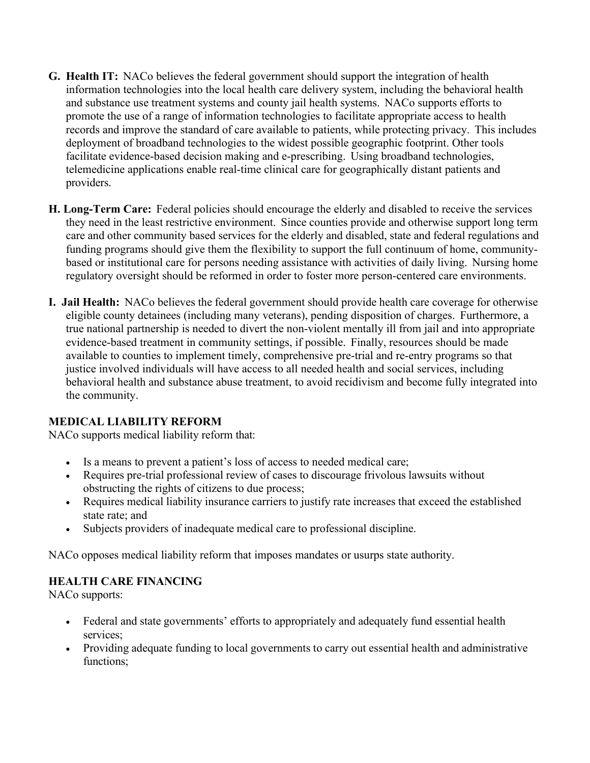**G. Health IT:** NACo believes the federal government should support the integration of health information technologies into the local health care delivery system, including the behavioral health and substance use treatment systems and county jail health systems. NACo supports efforts to promote the use of a range of information technologies to facilitate appropriate access to health records and improve the standard of care available to patients, while protecting privacy. This includes deployment of broadband technologies to the widest possible geographic footprint. Other tools facilitate evidence-based decision making and e-prescribing. Using broadband technologies, telemedicine applications enable real-time clinical care for geographically distant patients and providers.

**H. Long-Term Care:** Federal policies should encourage the elderly and disabled to receive the services they need in the least restrictive environment. Since counties provide and otherwise support long term care and other community based services for the elderly and disabled, state and federal regulations and funding programs should give them the flexibility to support the full continuum of home, community-based or institutional care for persons needing assistance with activities of daily living. Nursing home regulatory oversight should be reformed in order to foster more person-centered care environments.

**I. Jail Health:** NACo believes the federal government should provide health care coverage for otherwise eligible county detainees (including many veterans), pending disposition of charges. Furthermore, a true national partnership is needed to divert the non-violent mentally ill from jail and into appropriate evidence-based treatment in community settings, if possible. Finally, resources should be made available to counties to implement timely, comprehensive pre-trial and re-entry programs so that justice involved individuals will have access to all needed health and social services, including behavioral health and substance abuse treatment, to avoid recidivism and become fully integrated into the community.

## MEDICAL LIABILITY REFORM

NACo supports medical liability reform that:

- Is a means to prevent a patient's loss of access to needed medical care;
- Requires pre-trial professional review of cases to discourage frivolous lawsuits without obstructing the rights of citizens to due process;
- Requires medical liability insurance carriers to justify rate increases that exceed the established state rate; and
- Subjects providers of inadequate medical care to professional discipline.

NACo opposes medical liability reform that imposes mandates or usurps state authority.

## HEALTH CARE FINANCING

NACo supports:

- Federal and state governments' efforts to appropriately and adequately fund essential health services;
- Providing adequate funding to local governments to carry out essential health and administrative functions;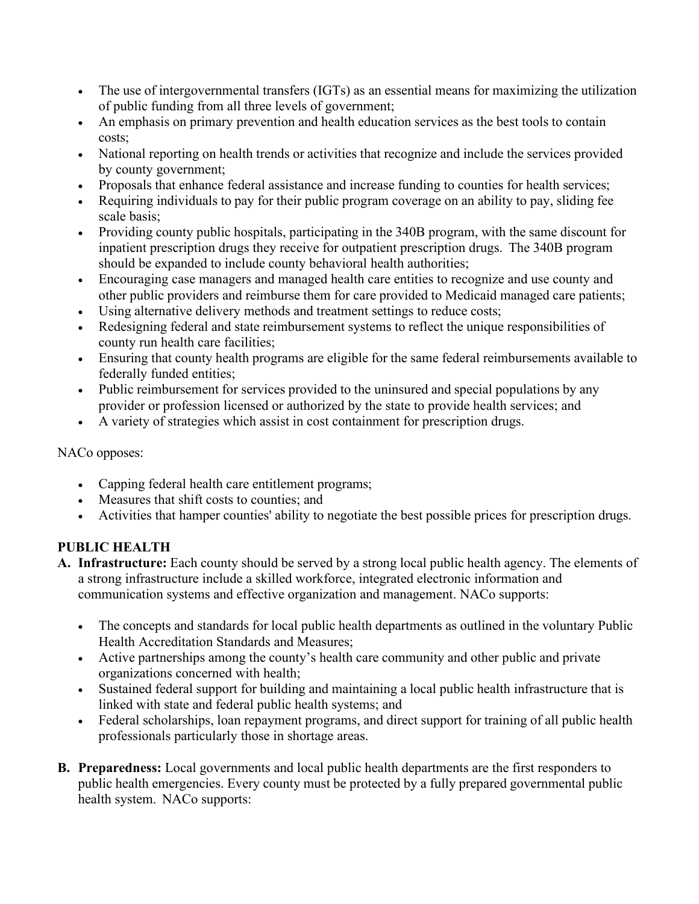- The use of intergovernmental transfers (IGTs) as an essential means for maximizing the utilization of public funding from all three levels of government;
- An emphasis on primary prevention and health education services as the best tools to contain costs;
- National reporting on health trends or activities that recognize and include the services provided by county government;
- Proposals that enhance federal assistance and increase funding to counties for health services;
- Requiring individuals to pay for their public program coverage on an ability to pay, sliding fee scale basis;
- Providing county public hospitals, participating in the 340B program, with the same discount for inpatient prescription drugs they receive for outpatient prescription drugs. The 340B program should be expanded to include county behavioral health authorities;
- Encouraging case managers and managed health care entities to recognize and use county and other public providers and reimburse them for care provided to Medicaid managed care patients;
- Using alternative delivery methods and treatment settings to reduce costs;
- Redesigning federal and state reimbursement systems to reflect the unique responsibilities of county run health care facilities;
- Ensuring that county health programs are eligible for the same federal reimbursements available to federally funded entities;
- Public reimbursement for services provided to the uninsured and special populations by any provider or profession licensed or authorized by the state to provide health services; and
- A variety of strategies which assist in cost containment for prescription drugs.

NACo opposes:

- Capping federal health care entitlement programs;
- Measures that shift costs to counties; and
- Activities that hamper counties' ability to negotiate the best possible prices for prescription drugs.

**PUBLIC HEALTH**

**A. Infrastructure:** Each county should be served by a strong local public health agency. The elements of a strong infrastructure include a skilled workforce, integrated electronic information and communication systems and effective organization and management. NACo supports:

- The concepts and standards for local public health departments as outlined in the voluntary Public Health Accreditation Standards and Measures;
- Active partnerships among the county's health care community and other public and private organizations concerned with health;
- Sustained federal support for building and maintaining a local public health infrastructure that is linked with state and federal public health systems; and
- Federal scholarships, loan repayment programs, and direct support for training of all public health professionals particularly those in shortage areas.

**B. Preparedness:** Local governments and local public health departments are the first responders to public health emergencies. Every county must be protected by a fully prepared governmental public health system. NACo supports: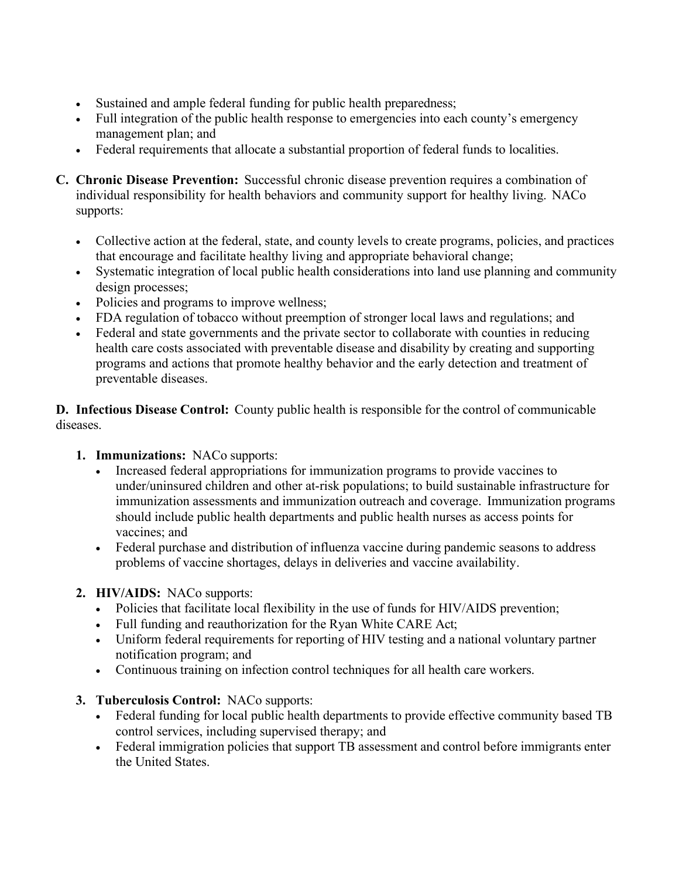- Sustained and ample federal funding for public health preparedness;
- Full integration of the public health response to emergencies into each county's emergency management plan; and
- Federal requirements that allocate a substantial proportion of federal funds to localities.

**C. Chronic Disease Prevention:** Successful chronic disease prevention requires a combination of individual responsibility for health behaviors and community support for healthy living. NACo supports:

- Collective action at the federal, state, and county levels to create programs, policies, and practices that encourage and facilitate healthy living and appropriate behavioral change;
- Systematic integration of local public health considerations into land use planning and community design processes;
- Policies and programs to improve wellness;
- FDA regulation of tobacco without preemption of stronger local laws and regulations; and
- Federal and state governments and the private sector to collaborate with counties in reducing health care costs associated with preventable disease and disability by creating and supporting programs and actions that promote healthy behavior and the early detection and treatment of preventable diseases.

**D. Infectious Disease Control:** County public health is responsible for the control of communicable diseases.

1. **Immunizations:** NACo supports:
   - Increased federal appropriations for immunization programs to provide vaccines to under/uninsured children and other at-risk populations; to build sustainable infrastructure for immunization assessments and immunization outreach and coverage. Immunization programs should include public health departments and public health nurses as access points for vaccines; and
   - Federal purchase and distribution of influenza vaccine during pandemic seasons to address problems of vaccine shortages, delays in deliveries and vaccine availability.

2. **HIV/AIDS:** NACo supports:
   - Policies that facilitate local flexibility in the use of funds for HIV/AIDS prevention;
   - Full funding and reauthorization for the Ryan White CARE Act;
   - Uniform federal requirements for reporting of HIV testing and a national voluntary partner notification program; and
   - Continuous training on infection control techniques for all health care workers.

3. **Tuberculosis Control:** NACo supports:
   - Federal funding for local public health departments to provide effective community based TB control services, including supervised therapy; and
   - Federal immigration policies that support TB assessment and control before immigrants enter the United States.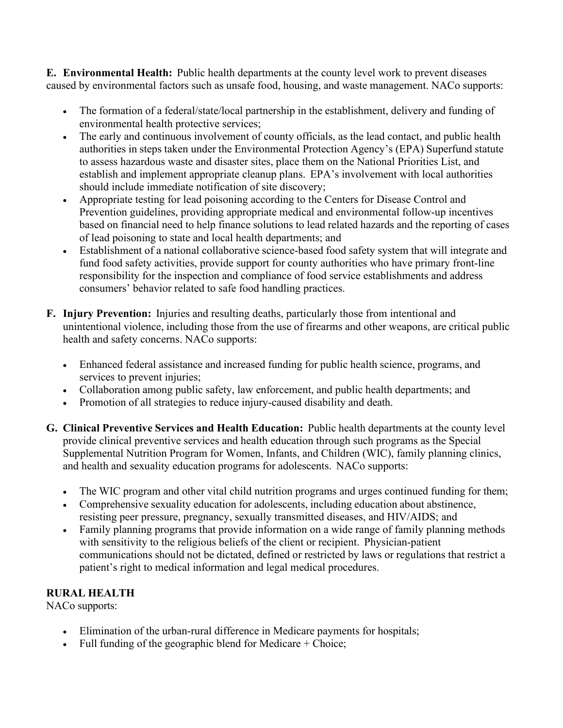**E. Environmental Health:** Public health departments at the county level work to prevent diseases caused by environmental factors such as unsafe food, housing, and waste management. NACo supports:

- The formation of a federal/state/local partnership in the establishment, delivery and funding of environmental health protective services;
- The early and continuous involvement of county officials, as the lead contact, and public health authorities in steps taken under the Environmental Protection Agency's (EPA) Superfund statute to assess hazardous waste and disaster sites, place them on the National Priorities List, and establish and implement appropriate cleanup plans. EPA's involvement with local authorities should include immediate notification of site discovery;
- Appropriate testing for lead poisoning according to the Centers for Disease Control and Prevention guidelines, providing appropriate medical and environmental follow-up incentives based on financial need to help finance solutions to lead related hazards and the reporting of cases of lead poisoning to state and local health departments; and
- Establishment of a national collaborative science-based food safety system that will integrate and fund food safety activities, provide support for county authorities who have primary front-line responsibility for the inspection and compliance of food service establishments and address consumers' behavior related to safe food handling practices.

**F. Injury Prevention:** Injuries and resulting deaths, particularly those from intentional and unintentional violence, including those from the use of firearms and other weapons, are critical public health and safety concerns. NACo supports:

- Enhanced federal assistance and increased funding for public health science, programs, and services to prevent injuries;
- Collaboration among public safety, law enforcement, and public health departments; and
- Promotion of all strategies to reduce injury-caused disability and death.

**G. Clinical Preventive Services and Health Education:** Public health departments at the county level provide clinical preventive services and health education through such programs as the Special Supplemental Nutrition Program for Women, Infants, and Children (WIC), family planning clinics, and health and sexuality education programs for adolescents. NACo supports:

- The WIC program and other vital child nutrition programs and urges continued funding for them;
- Comprehensive sexuality education for adolescents, including education about abstinence, resisting peer pressure, pregnancy, sexually transmitted diseases, and HIV/AIDS; and
- Family planning programs that provide information on a wide range of family planning methods with sensitivity to the religious beliefs of the client or recipient. Physician-patient communications should not be dictated, defined or restricted by laws or regulations that restrict a patient's right to medical information and legal medical procedures.

**RURAL HEALTH**

NACo supports:

- Elimination of the urban-rural difference in Medicare payments for hospitals;
- Full funding of the geographic blend for Medicare + Choice;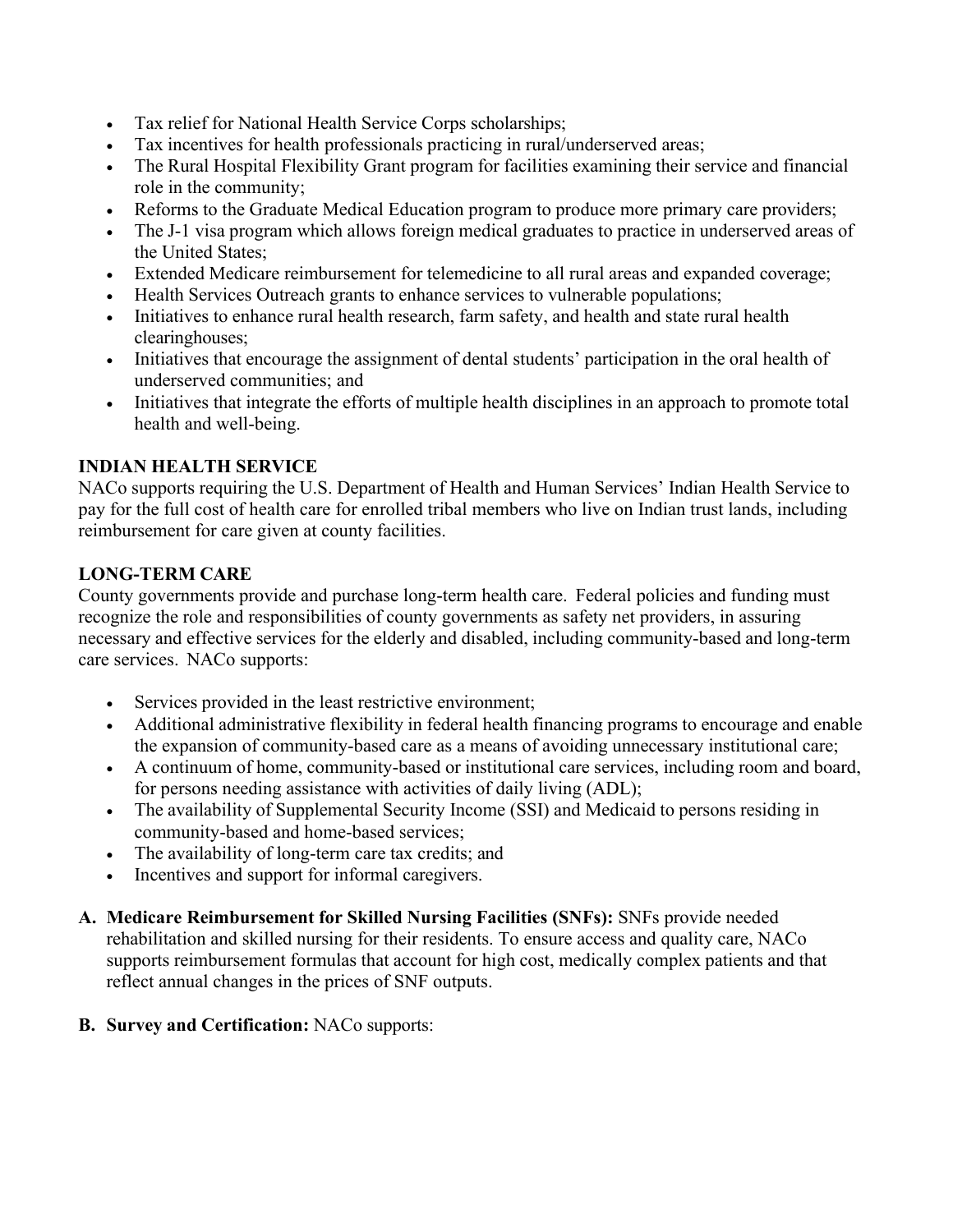- Tax relief for National Health Service Corps scholarships;
- Tax incentives for health professionals practicing in rural/underserved areas;
- The Rural Hospital Flexibility Grant program for facilities examining their service and financial role in the community;
- Reforms to the Graduate Medical Education program to produce more primary care providers;
- The J-1 visa program which allows foreign medical graduates to practice in underserved areas of the United States;
- Extended Medicare reimbursement for telemedicine to all rural areas and expanded coverage;
- Health Services Outreach grants to enhance services to vulnerable populations;
- Initiatives to enhance rural health research, farm safety, and health and state rural health clearinghouses;
- Initiatives that encourage the assignment of dental students' participation in the oral health of underserved communities; and
- Initiatives that integrate the efforts of multiple health disciplines in an approach to promote total health and well-being.

## INDIAN HEALTH SERVICE

NACo supports requiring the U.S. Department of Health and Human Services' Indian Health Service to pay for the full cost of health care for enrolled tribal members who live on Indian trust lands, including reimbursement for care given at county facilities.

## LONG-TERM CARE

County governments provide and purchase long-term health care. Federal policies and funding must recognize the role and responsibilities of county governments as safety net providers, in assuring necessary and effective services for the elderly and disabled, including community-based and long-term care services. NACo supports:

- Services provided in the least restrictive environment;
- Additional administrative flexibility in federal health financing programs to encourage and enable the expansion of community-based care as a means of avoiding unnecessary institutional care;
- A continuum of home, community-based or institutional care services, including room and board, for persons needing assistance with activities of daily living (ADL);
- The availability of Supplemental Security Income (SSI) and Medicaid to persons residing in community-based and home-based services;
- The availability of long-term care tax credits; and
- Incentives and support for informal caregivers.

**A. Medicare Reimbursement for Skilled Nursing Facilities (SNFs):** SNFs provide needed rehabilitation and skilled nursing for their residents. To ensure access and quality care, NACo supports reimbursement formulas that account for high cost, medically complex patients and that reflect annual changes in the prices of SNF outputs.

**B. Survey and Certification:** NACo supports: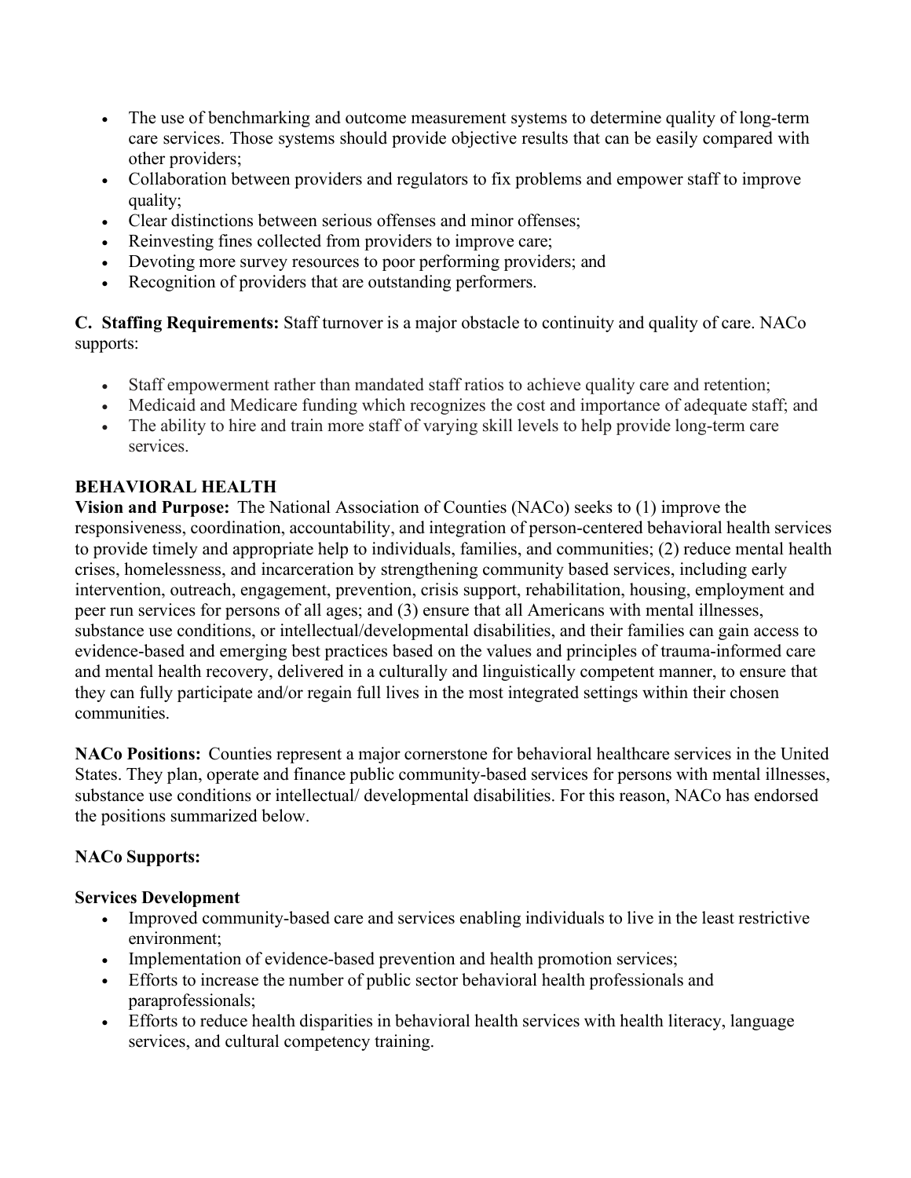- The use of benchmarking and outcome measurement systems to determine quality of long-term care services. Those systems should provide objective results that can be easily compared with other providers;
- Collaboration between providers and regulators to fix problems and empower staff to improve quality;
- Clear distinctions between serious offenses and minor offenses;
- Reinvesting fines collected from providers to improve care;
- Devoting more survey resources to poor performing providers; and
- Recognition of providers that are outstanding performers.

**C. Staffing Requirements:** Staff turnover is a major obstacle to continuity and quality of care. NACo supports:

- Staff empowerment rather than mandated staff ratios to achieve quality care and retention;
- Medicaid and Medicare funding which recognizes the cost and importance of adequate staff; and
- The ability to hire and train more staff of varying skill levels to help provide long-term care services.

## BEHAVIORAL HEALTH

**Vision and Purpose:** The National Association of Counties (NACo) seeks to (1) improve the responsiveness, coordination, accountability, and integration of person-centered behavioral health services to provide timely and appropriate help to individuals, families, and communities; (2) reduce mental health crises, homelessness, and incarceration by strengthening community based services, including early intervention, outreach, engagement, prevention, crisis support, rehabilitation, housing, employment and peer run services for persons of all ages; and (3) ensure that all Americans with mental illnesses, substance use conditions, or intellectual/developmental disabilities, and their families can gain access to evidence-based and emerging best practices based on the values and principles of trauma-informed care and mental health recovery, delivered in a culturally and linguistically competent manner, to ensure that they can fully participate and/or regain full lives in the most integrated settings within their chosen communities.

**NACo Positions:** Counties represent a major cornerstone for behavioral healthcare services in the United States. They plan, operate and finance public community-based services for persons with mental illnesses, substance use conditions or intellectual/ developmental disabilities. For this reason, NACo has endorsed the positions summarized below.

**NACo Supports:**

**Services Development**

- Improved community-based care and services enabling individuals to live in the least restrictive environment;
- Implementation of evidence-based prevention and health promotion services;
- Efforts to increase the number of public sector behavioral health professionals and paraprofessionals;
- Efforts to reduce health disparities in behavioral health services with health literacy, language services, and cultural competency training.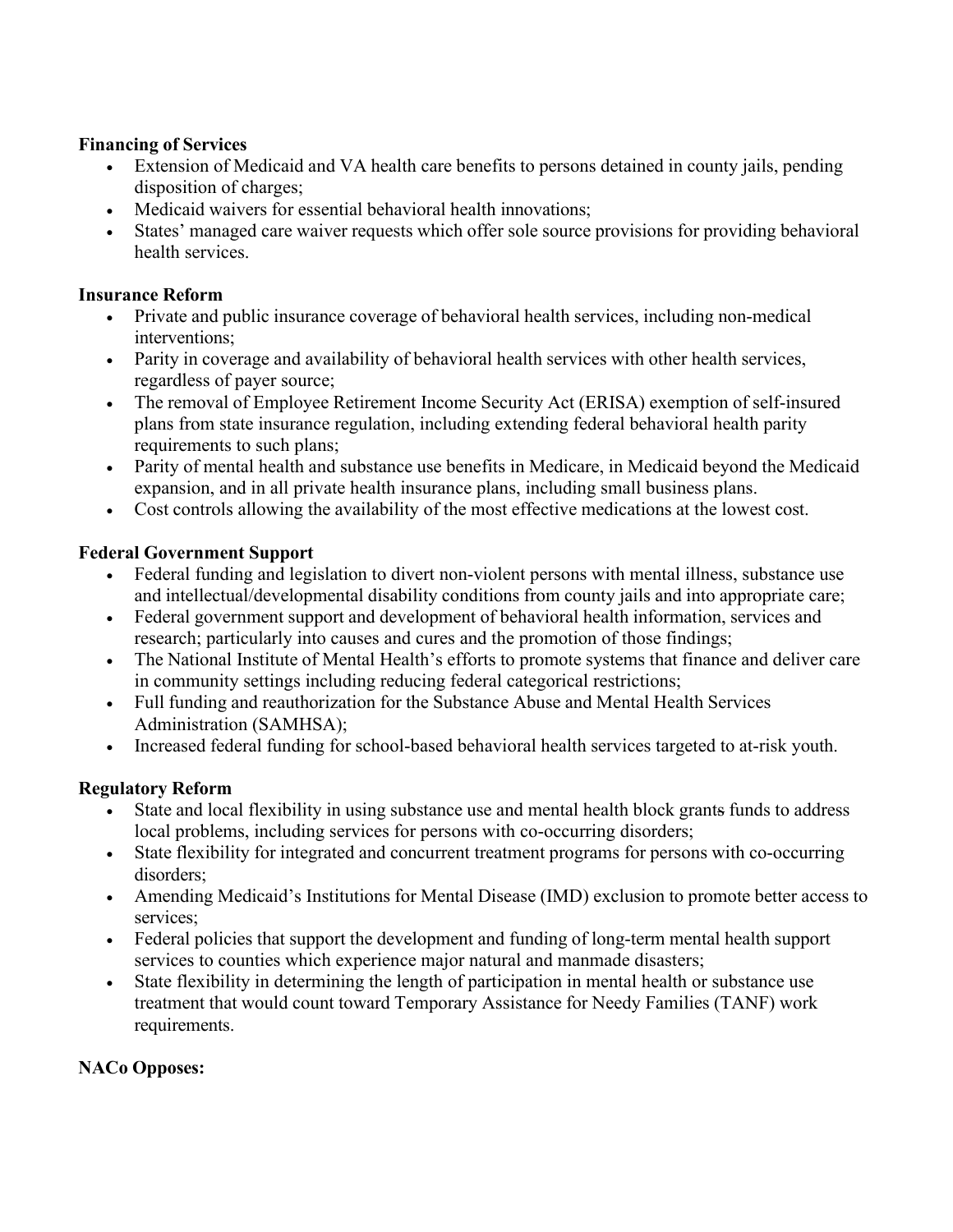**Financing of Services**

- Extension of Medicaid and VA health care benefits to persons detained in county jails, pending disposition of charges;
- Medicaid waivers for essential behavioral health innovations;
- States' managed care waiver requests which offer sole source provisions for providing behavioral health services.

**Insurance Reform**

- Private and public insurance coverage of behavioral health services, including non-medical interventions;
- Parity in coverage and availability of behavioral health services with other health services, regardless of payer source;
- The removal of Employee Retirement Income Security Act (ERISA) exemption of self-insured plans from state insurance regulation, including extending federal behavioral health parity requirements to such plans;
- Parity of mental health and substance use benefits in Medicare, in Medicaid beyond the Medicaid expansion, and in all private health insurance plans, including small business plans.
- Cost controls allowing the availability of the most effective medications at the lowest cost.

**Federal Government Support**

- Federal funding and legislation to divert non-violent persons with mental illness, substance use and intellectual/developmental disability conditions from county jails and into appropriate care;
- Federal government support and development of behavioral health information, services and research; particularly into causes and cures and the promotion of those findings;
- The National Institute of Mental Health's efforts to promote systems that finance and deliver care in community settings including reducing federal categorical restrictions;
- Full funding and reauthorization for the Substance Abuse and Mental Health Services Administration (SAMHSA);
- Increased federal funding for school-based behavioral health services targeted to at-risk youth.

**Regulatory Reform**

- State and local flexibility in using substance use and mental health block grants funds to address local problems, including services for persons with co-occurring disorders;
- State flexibility for integrated and concurrent treatment programs for persons with co-occurring disorders;
- Amending Medicaid's Institutions for Mental Disease (IMD) exclusion to promote better access to services;
- Federal policies that support the development and funding of long-term mental health support services to counties which experience major natural and manmade disasters;
- State flexibility in determining the length of participation in mental health or substance use treatment that would count toward Temporary Assistance for Needy Families (TANF) work requirements.

**NACo Opposes:**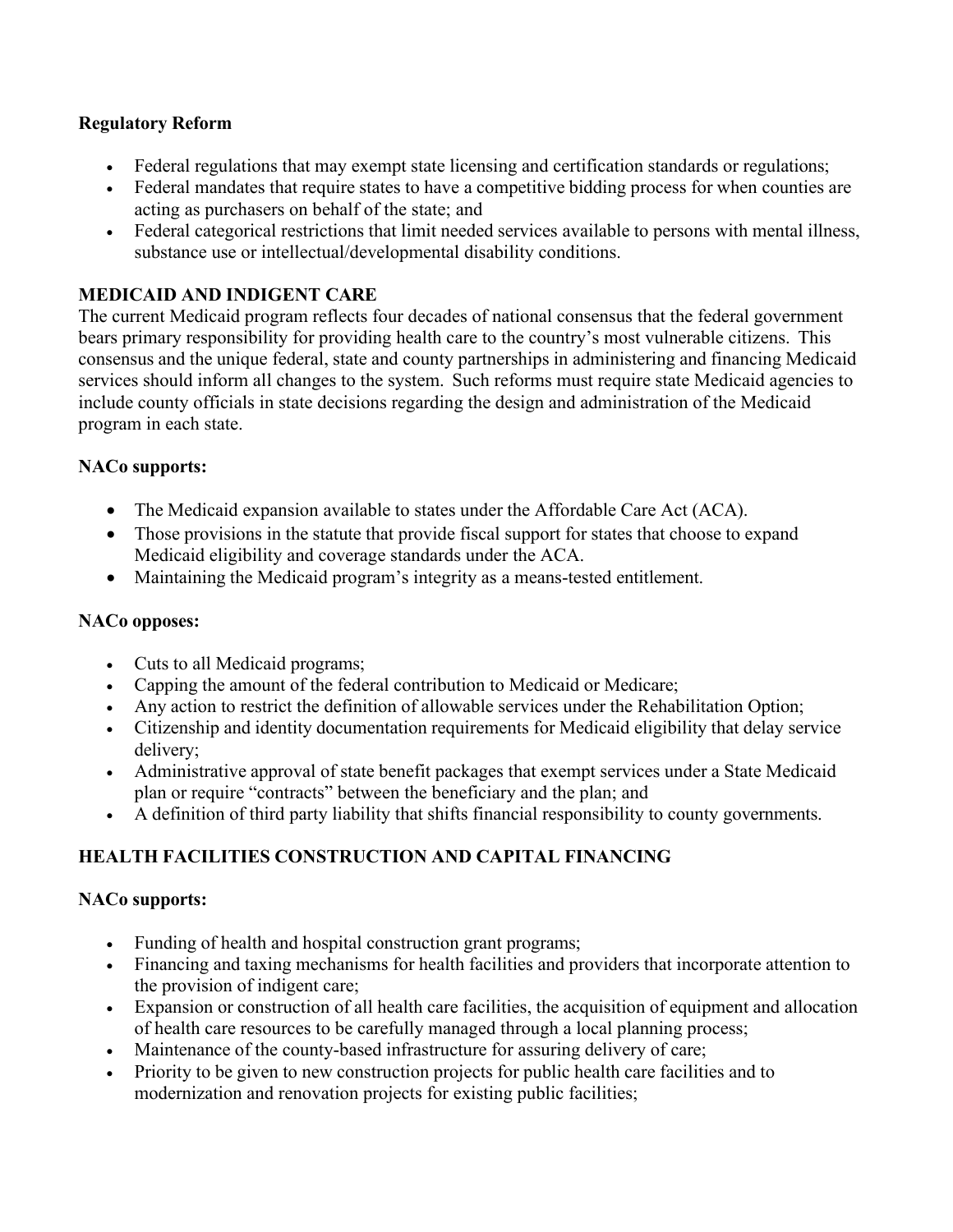**Regulatory Reform**

- Federal regulations that may exempt state licensing and certification standards or regulations;
- Federal mandates that require states to have a competitive bidding process for when counties are acting as purchasers on behalf of the state; and
- Federal categorical restrictions that limit needed services available to persons with mental illness, substance use or intellectual/developmental disability conditions.

## MEDICAID AND INDIGENT CARE

The current Medicaid program reflects four decades of national consensus that the federal government bears primary responsibility for providing health care to the country's most vulnerable citizens. This consensus and the unique federal, state and county partnerships in administering and financing Medicaid services should inform all changes to the system. Such reforms must require state Medicaid agencies to include county officials in state decisions regarding the design and administration of the Medicaid program in each state.

**NACo supports:**

- The Medicaid expansion available to states under the Affordable Care Act (ACA).
- Those provisions in the statute that provide fiscal support for states that choose to expand Medicaid eligibility and coverage standards under the ACA.
- Maintaining the Medicaid program's integrity as a means-tested entitlement.

**NACo opposes:**

- Cuts to all Medicaid programs;
- Capping the amount of the federal contribution to Medicaid or Medicare;
- Any action to restrict the definition of allowable services under the Rehabilitation Option;
- Citizenship and identity documentation requirements for Medicaid eligibility that delay service delivery;
- Administrative approval of state benefit packages that exempt services under a State Medicaid plan or require "contracts" between the beneficiary and the plan; and
- A definition of third party liability that shifts financial responsibility to county governments.

## HEALTH FACILITIES CONSTRUCTION AND CAPITAL FINANCING

**NACo supports:**

- Funding of health and hospital construction grant programs;
- Financing and taxing mechanisms for health facilities and providers that incorporate attention to the provision of indigent care;
- Expansion or construction of all health care facilities, the acquisition of equipment and allocation of health care resources to be carefully managed through a local planning process;
- Maintenance of the county-based infrastructure for assuring delivery of care;
- Priority to be given to new construction projects for public health care facilities and to modernization and renovation projects for existing public facilities;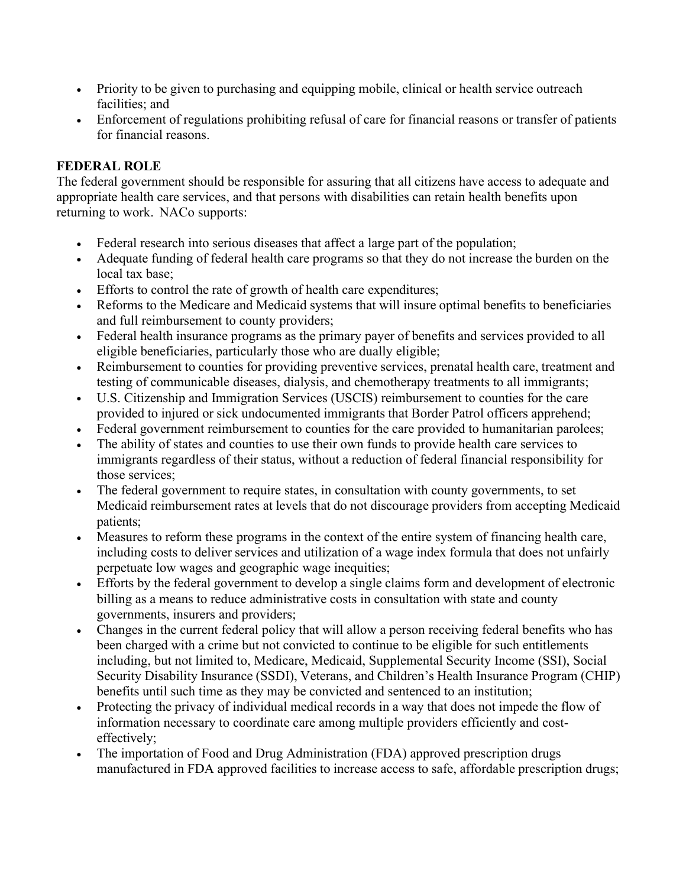- Priority to be given to purchasing and equipping mobile, clinical or health service outreach facilities; and
- Enforcement of regulations prohibiting refusal of care for financial reasons or transfer of patients for financial reasons.

**FEDERAL ROLE**

The federal government should be responsible for assuring that all citizens have access to adequate and appropriate health care services, and that persons with disabilities can retain health benefits upon returning to work. NACo supports:

- Federal research into serious diseases that affect a large part of the population;
- Adequate funding of federal health care programs so that they do not increase the burden on the local tax base;
- Efforts to control the rate of growth of health care expenditures;
- Reforms to the Medicare and Medicaid systems that will insure optimal benefits to beneficiaries and full reimbursement to county providers;
- Federal health insurance programs as the primary payer of benefits and services provided to all eligible beneficiaries, particularly those who are dually eligible;
- Reimbursement to counties for providing preventive services, prenatal health care, treatment and testing of communicable diseases, dialysis, and chemotherapy treatments to all immigrants;
- U.S. Citizenship and Immigration Services (USCIS) reimbursement to counties for the care provided to injured or sick undocumented immigrants that Border Patrol officers apprehend;
- Federal government reimbursement to counties for the care provided to humanitarian parolees;
- The ability of states and counties to use their own funds to provide health care services to immigrants regardless of their status, without a reduction of federal financial responsibility for those services;
- The federal government to require states, in consultation with county governments, to set Medicaid reimbursement rates at levels that do not discourage providers from accepting Medicaid patients;
- Measures to reform these programs in the context of the entire system of financing health care, including costs to deliver services and utilization of a wage index formula that does not unfairly perpetuate low wages and geographic wage inequities;
- Efforts by the federal government to develop a single claims form and development of electronic billing as a means to reduce administrative costs in consultation with state and county governments, insurers and providers;
- Changes in the current federal policy that will allow a person receiving federal benefits who has been charged with a crime but not convicted to continue to be eligible for such entitlements including, but not limited to, Medicare, Medicaid, Supplemental Security Income (SSI), Social Security Disability Insurance (SSDI), Veterans, and Children's Health Insurance Program (CHIP) benefits until such time as they may be convicted and sentenced to an institution;
- Protecting the privacy of individual medical records in a way that does not impede the flow of information necessary to coordinate care among multiple providers efficiently and cost-effectively;
- The importation of Food and Drug Administration (FDA) approved prescription drugs manufactured in FDA approved facilities to increase access to safe, affordable prescription drugs;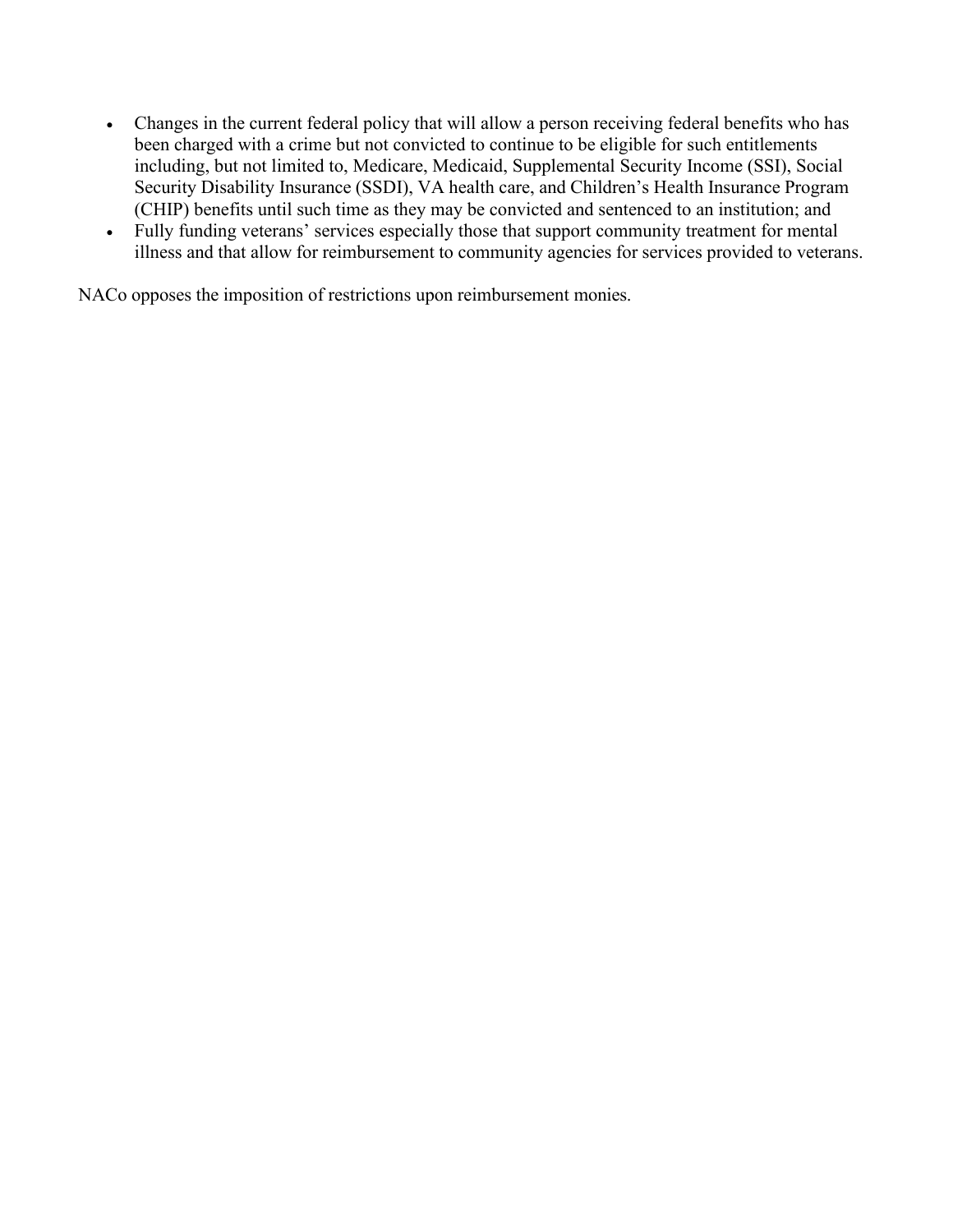- Changes in the current federal policy that will allow a person receiving federal benefits who has been charged with a crime but not convicted to continue to be eligible for such entitlements including, but not limited to, Medicare, Medicaid, Supplemental Security Income (SSI), Social Security Disability Insurance (SSDI), VA health care, and Children's Health Insurance Program (CHIP) benefits until such time as they may be convicted and sentenced to an institution; and
- Fully funding veterans' services especially those that support community treatment for mental illness and that allow for reimbursement to community agencies for services provided to veterans.

NACo opposes the imposition of restrictions upon reimbursement monies.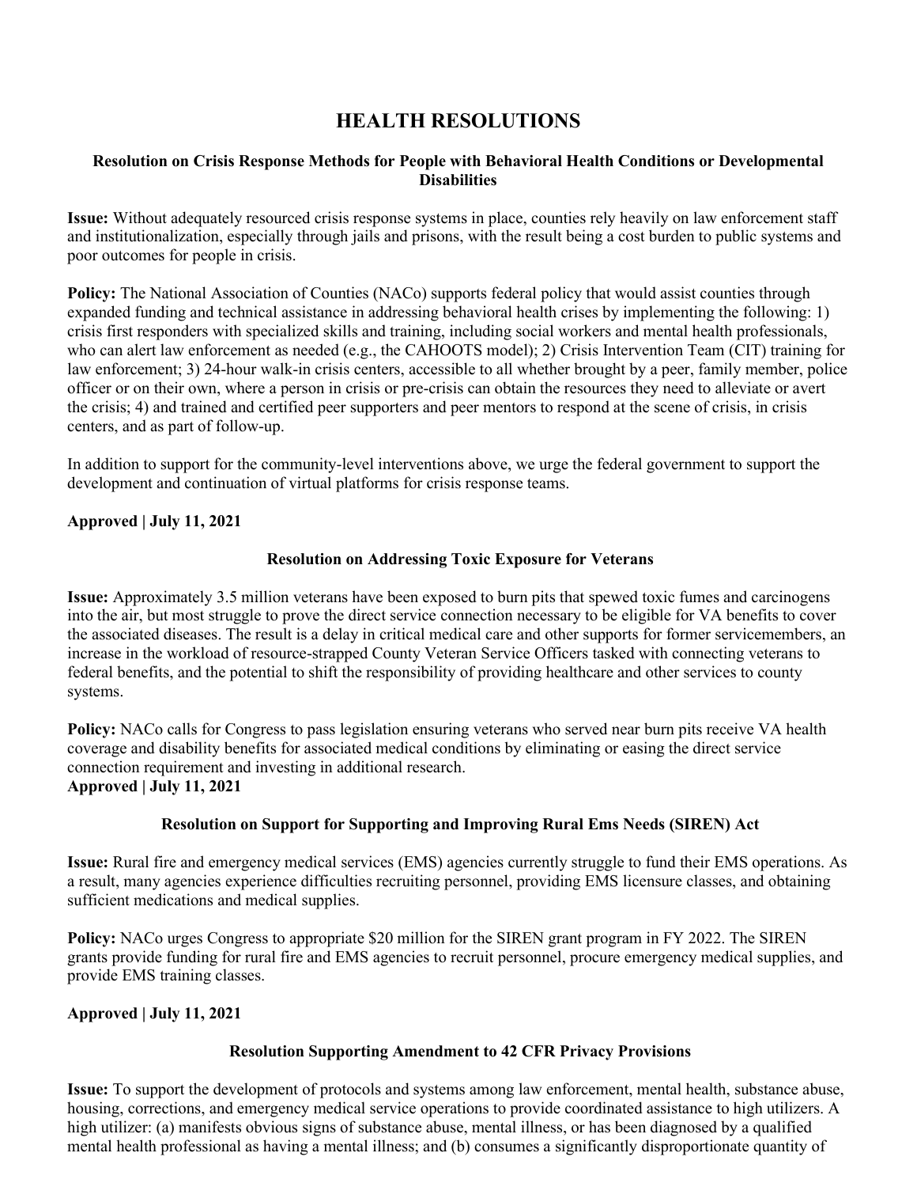# HEALTH RESOLUTIONS

### Resolution on Crisis Response Methods for People with Behavioral Health Conditions or Developmental Disabilities

**Issue:** Without adequately resourced crisis response systems in place, counties rely heavily on law enforcement staff and institutionalization, especially through jails and prisons, with the result being a cost burden to public systems and poor outcomes for people in crisis.

**Policy:** The National Association of Counties (NACo) supports federal policy that would assist counties through expanded funding and technical assistance in addressing behavioral health crises by implementing the following: 1) crisis first responders with specialized skills and training, including social workers and mental health professionals, who can alert law enforcement as needed (e.g., the CAHOOTS model); 2) Crisis Intervention Team (CIT) training for law enforcement; 3) 24-hour walk-in crisis centers, accessible to all whether brought by a peer, family member, police officer or on their own, where a person in crisis or pre-crisis can obtain the resources they need to alleviate or avert the crisis; 4) and trained and certified peer supporters and peer mentors to respond at the scene of crisis, in crisis centers, and as part of follow-up.

In addition to support for the community-level interventions above, we urge the federal government to support the development and continuation of virtual platforms for crisis response teams.

**Approved | July 11, 2021**

### Resolution on Addressing Toxic Exposure for Veterans

**Issue:** Approximately 3.5 million veterans have been exposed to burn pits that spewed toxic fumes and carcinogens into the air, but most struggle to prove the direct service connection necessary to be eligible for VA benefits to cover the associated diseases. The result is a delay in critical medical care and other supports for former servicemembers, an increase in the workload of resource-strapped County Veteran Service Officers tasked with connecting veterans to federal benefits, and the potential to shift the responsibility of providing healthcare and other services to county systems.

**Policy:** NACo calls for Congress to pass legislation ensuring veterans who served near burn pits receive VA health coverage and disability benefits for associated medical conditions by eliminating or easing the direct service connection requirement and investing in additional research.
**Approved | July 11, 2021**

### Resolution on Support for Supporting and Improving Rural Ems Needs (SIREN) Act

**Issue:** Rural fire and emergency medical services (EMS) agencies currently struggle to fund their EMS operations. As a result, many agencies experience difficulties recruiting personnel, providing EMS licensure classes, and obtaining sufficient medications and medical supplies.

**Policy:** NACo urges Congress to appropriate $20 million for the SIREN grant program in FY 2022. The SIREN grants provide funding for rural fire and EMS agencies to recruit personnel, procure emergency medical supplies, and provide EMS training classes.

**Approved | July 11, 2021**

### Resolution Supporting Amendment to 42 CFR Privacy Provisions

**Issue:** To support the development of protocols and systems among law enforcement, mental health, substance abuse, housing, corrections, and emergency medical service operations to provide coordinated assistance to high utilizers. A high utilizer: (a) manifests obvious signs of substance abuse, mental illness, or has been diagnosed by a qualified mental health professional as having a mental illness; and (b) consumes a significantly disproportionate quantity of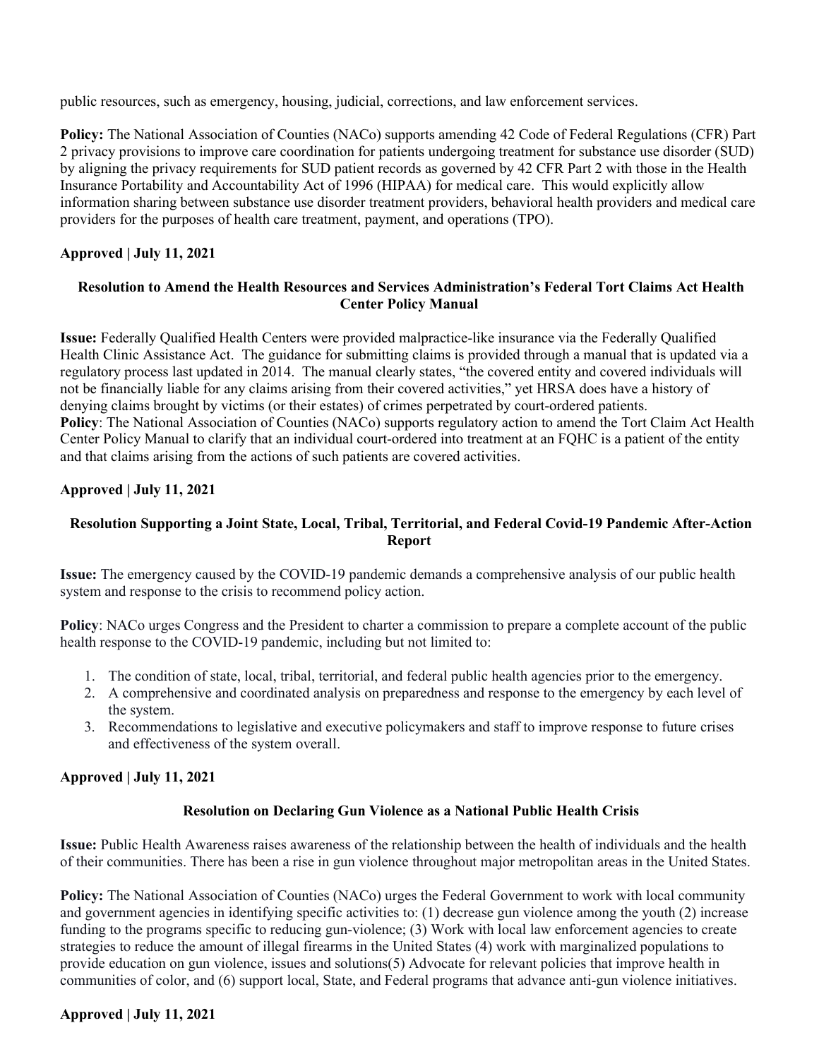public resources, such as emergency, housing, judicial, corrections, and law enforcement services.

**Policy:** The National Association of Counties (NACo) supports amending 42 Code of Federal Regulations (CFR) Part 2 privacy provisions to improve care coordination for patients undergoing treatment for substance use disorder (SUD) by aligning the privacy requirements for SUD patient records as governed by 42 CFR Part 2 with those in the Health Insurance Portability and Accountability Act of 1996 (HIPAA) for medical care. This would explicitly allow information sharing between substance use disorder treatment providers, behavioral health providers and medical care providers for the purposes of health care treatment, payment, and operations (TPO).

**Approved | July 11, 2021**

### Resolution to Amend the Health Resources and Services Administration's Federal Tort Claims Act Health Center Policy Manual

**Issue:** Federally Qualified Health Centers were provided malpractice-like insurance via the Federally Qualified Health Clinic Assistance Act. The guidance for submitting claims is provided through a manual that is updated via a regulatory process last updated in 2014. The manual clearly states, "the covered entity and covered individuals will not be financially liable for any claims arising from their covered activities," yet HRSA does have a history of denying claims brought by victims (or their estates) of crimes perpetrated by court-ordered patients.

**Policy**: The National Association of Counties (NACo) supports regulatory action to amend the Tort Claim Act Health Center Policy Manual to clarify that an individual court-ordered into treatment at an FQHC is a patient of the entity and that claims arising from the actions of such patients are covered activities.

**Approved | July 11, 2021**

### Resolution Supporting a Joint State, Local, Tribal, Territorial, and Federal Covid-19 Pandemic After-Action Report

**Issue:** The emergency caused by the COVID-19 pandemic demands a comprehensive analysis of our public health system and response to the crisis to recommend policy action.

**Policy**: NACo urges Congress and the President to charter a commission to prepare a complete account of the public health response to the COVID-19 pandemic, including but not limited to:

1. The condition of state, local, tribal, territorial, and federal public health agencies prior to the emergency.
2. A comprehensive and coordinated analysis on preparedness and response to the emergency by each level of the system.
3. Recommendations to legislative and executive policymakers and staff to improve response to future crises and effectiveness of the system overall.

**Approved | July 11, 2021**

### Resolution on Declaring Gun Violence as a National Public Health Crisis

**Issue:** Public Health Awareness raises awareness of the relationship between the health of individuals and the health of their communities. There has been a rise in gun violence throughout major metropolitan areas in the United States.

**Policy:** The National Association of Counties (NACo) urges the Federal Government to work with local community and government agencies in identifying specific activities to: (1) decrease gun violence among the youth (2) increase funding to the programs specific to reducing gun-violence; (3) Work with local law enforcement agencies to create strategies to reduce the amount of illegal firearms in the United States (4) work with marginalized populations to provide education on gun violence, issues and solutions(5) Advocate for relevant policies that improve health in communities of color, and (6) support local, State, and Federal programs that advance anti-gun violence initiatives.

**Approved | July 11, 2021**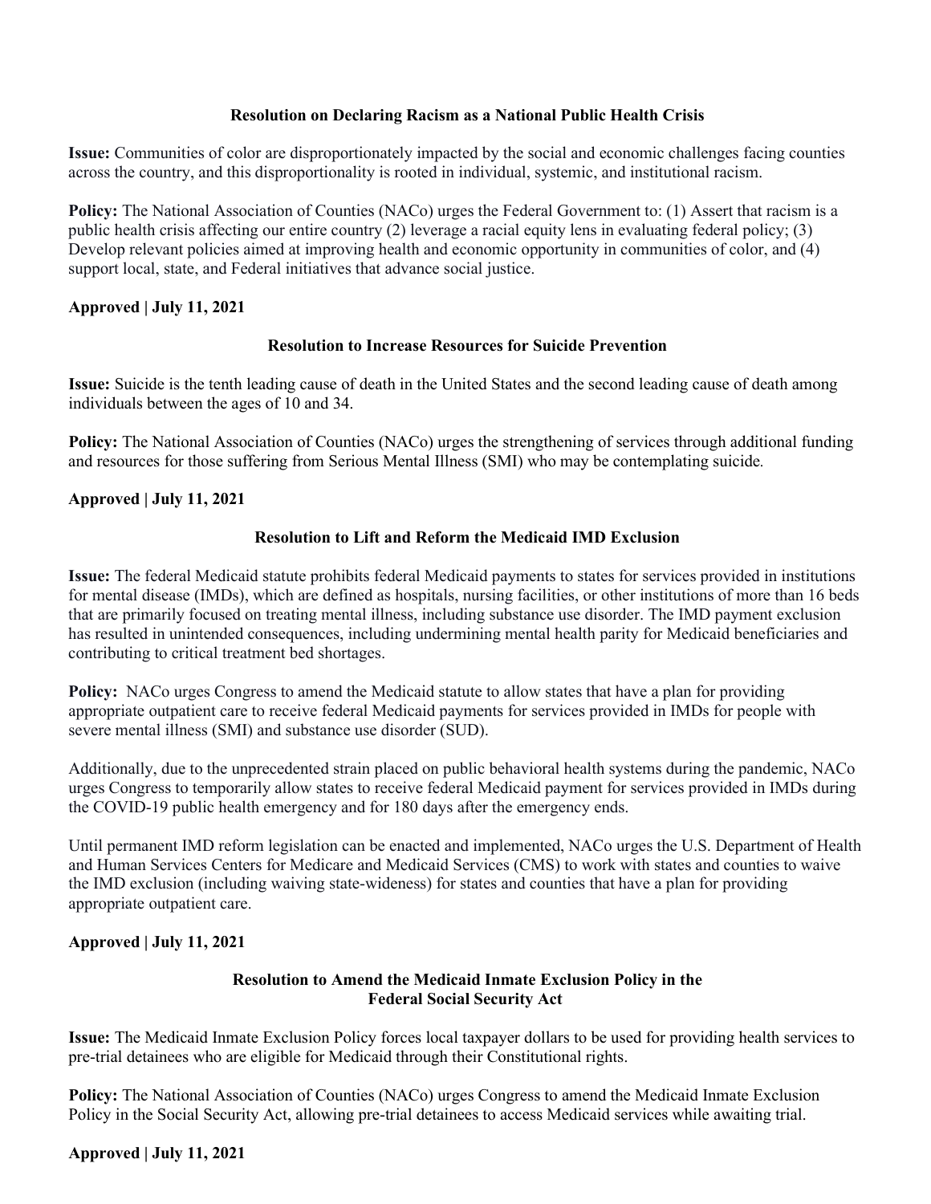### Resolution on Declaring Racism as a National Public Health Crisis

**Issue:** Communities of color are disproportionately impacted by the social and economic challenges facing counties across the country, and this disproportionality is rooted in individual, systemic, and institutional racism.

**Policy:** The National Association of Counties (NACo) urges the Federal Government to: (1) Assert that racism is a public health crisis affecting our entire country (2) leverage a racial equity lens in evaluating federal policy; (3) Develop relevant policies aimed at improving health and economic opportunity in communities of color, and (4) support local, state, and Federal initiatives that advance social justice.

**Approved | July 11, 2021**

### Resolution to Increase Resources for Suicide Prevention

**Issue:** Suicide is the tenth leading cause of death in the United States and the second leading cause of death among individuals between the ages of 10 and 34.

**Policy:** The National Association of Counties (NACo) urges the strengthening of services through additional funding and resources for those suffering from Serious Mental Illness (SMI) who may be contemplating suicide.

**Approved | July 11, 2021**

### Resolution to Lift and Reform the Medicaid IMD Exclusion

**Issue:** The federal Medicaid statute prohibits federal Medicaid payments to states for services provided in institutions for mental disease (IMDs), which are defined as hospitals, nursing facilities, or other institutions of more than 16 beds that are primarily focused on treating mental illness, including substance use disorder. The IMD payment exclusion has resulted in unintended consequences, including undermining mental health parity for Medicaid beneficiaries and contributing to critical treatment bed shortages.

**Policy:** NACo urges Congress to amend the Medicaid statute to allow states that have a plan for providing appropriate outpatient care to receive federal Medicaid payments for services provided in IMDs for people with severe mental illness (SMI) and substance use disorder (SUD).

Additionally, due to the unprecedented strain placed on public behavioral health systems during the pandemic, NACo urges Congress to temporarily allow states to receive federal Medicaid payment for services provided in IMDs during the COVID-19 public health emergency and for 180 days after the emergency ends.

Until permanent IMD reform legislation can be enacted and implemented, NACo urges the U.S. Department of Health and Human Services Centers for Medicare and Medicaid Services (CMS) to work with states and counties to waive the IMD exclusion (including waiving state-wideness) for states and counties that have a plan for providing appropriate outpatient care.

**Approved | July 11, 2021**

### Resolution to Amend the Medicaid Inmate Exclusion Policy in the Federal Social Security Act

**Issue:** The Medicaid Inmate Exclusion Policy forces local taxpayer dollars to be used for providing health services to pre-trial detainees who are eligible for Medicaid through their Constitutional rights.

**Policy:** The National Association of Counties (NACo) urges Congress to amend the Medicaid Inmate Exclusion Policy in the Social Security Act, allowing pre-trial detainees to access Medicaid services while awaiting trial.

**Approved | July 11, 2021**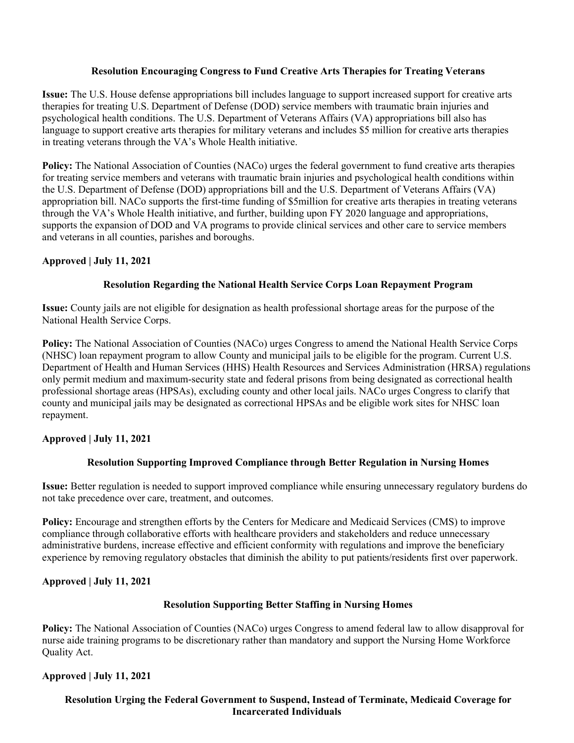### Resolution Encouraging Congress to Fund Creative Arts Therapies for Treating Veterans

**Issue:** The U.S. House defense appropriations bill includes language to support increased support for creative arts therapies for treating U.S. Department of Defense (DOD) service members with traumatic brain injuries and psychological health conditions. The U.S. Department of Veterans Affairs (VA) appropriations bill also has language to support creative arts therapies for military veterans and includes $5 million for creative arts therapies in treating veterans through the VA's Whole Health initiative.

**Policy:** The National Association of Counties (NACo) urges the federal government to fund creative arts therapies for treating service members and veterans with traumatic brain injuries and psychological health conditions within the U.S. Department of Defense (DOD) appropriations bill and the U.S. Department of Veterans Affairs (VA) appropriation bill. NACo supports the first-time funding of $5million for creative arts therapies in treating veterans through the VA's Whole Health initiative, and further, building upon FY 2020 language and appropriations, supports the expansion of DOD and VA programs to provide clinical services and other care to service members and veterans in all counties, parishes and boroughs.

**Approved | July 11, 2021**

### Resolution Regarding the National Health Service Corps Loan Repayment Program

**Issue:** County jails are not eligible for designation as health professional shortage areas for the purpose of the National Health Service Corps.

**Policy:** The National Association of Counties (NACo) urges Congress to amend the National Health Service Corps (NHSC) loan repayment program to allow County and municipal jails to be eligible for the program. Current U.S. Department of Health and Human Services (HHS) Health Resources and Services Administration (HRSA) regulations only permit medium and maximum-security state and federal prisons from being designated as correctional health professional shortage areas (HPSAs), excluding county and other local jails. NACo urges Congress to clarify that county and municipal jails may be designated as correctional HPSAs and be eligible work sites for NHSC loan repayment.

**Approved | July 11, 2021**

### Resolution Supporting Improved Compliance through Better Regulation in Nursing Homes

**Issue:** Better regulation is needed to support improved compliance while ensuring unnecessary regulatory burdens do not take precedence over care, treatment, and outcomes.

**Policy:** Encourage and strengthen efforts by the Centers for Medicare and Medicaid Services (CMS) to improve compliance through collaborative efforts with healthcare providers and stakeholders and reduce unnecessary administrative burdens, increase effective and efficient conformity with regulations and improve the beneficiary experience by removing regulatory obstacles that diminish the ability to put patients/residents first over paperwork.

**Approved | July 11, 2021**

### Resolution Supporting Better Staffing in Nursing Homes

**Policy:** The National Association of Counties (NACo) urges Congress to amend federal law to allow disapproval for nurse aide training programs to be discretionary rather than mandatory and support the Nursing Home Workforce Quality Act.

**Approved | July 11, 2021**

### Resolution Urging the Federal Government to Suspend, Instead of Terminate, Medicaid Coverage for Incarcerated Individuals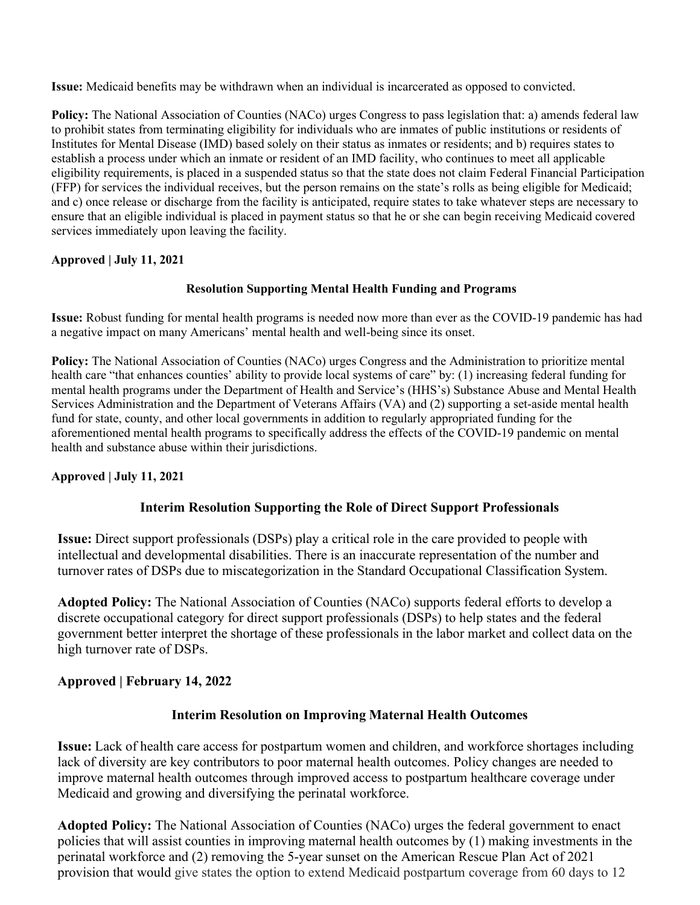**Issue:** Medicaid benefits may be withdrawn when an individual is incarcerated as opposed to convicted.

**Policy:** The National Association of Counties (NACo) urges Congress to pass legislation that: a) amends federal law to prohibit states from terminating eligibility for individuals who are inmates of public institutions or residents of Institutes for Mental Disease (IMD) based solely on their status as inmates or residents; and b) requires states to establish a process under which an inmate or resident of an IMD facility, who continues to meet all applicable eligibility requirements, is placed in a suspended status so that the state does not claim Federal Financial Participation (FFP) for services the individual receives, but the person remains on the state's rolls as being eligible for Medicaid; and c) once release or discharge from the facility is anticipated, require states to take whatever steps are necessary to ensure that an eligible individual is placed in payment status so that he or she can begin receiving Medicaid covered services immediately upon leaving the facility.

**Approved | July 11, 2021**

### Resolution Supporting Mental Health Funding and Programs

**Issue:** Robust funding for mental health programs is needed now more than ever as the COVID-19 pandemic has had a negative impact on many Americans' mental health and well-being since its onset.

**Policy:** The National Association of Counties (NACo) urges Congress and the Administration to prioritize mental health care "that enhances counties' ability to provide local systems of care" by: (1) increasing federal funding for mental health programs under the Department of Health and Service's (HHS's) Substance Abuse and Mental Health Services Administration and the Department of Veterans Affairs (VA) and (2) supporting a set-aside mental health fund for state, county, and other local governments in addition to regularly appropriated funding for the aforementioned mental health programs to specifically address the effects of the COVID-19 pandemic on mental health and substance abuse within their jurisdictions.

**Approved | July 11, 2021**

### Interim Resolution Supporting the Role of Direct Support Professionals

**Issue:** Direct support professionals (DSPs) play a critical role in the care provided to people with intellectual and developmental disabilities. There is an inaccurate representation of the number and turnover rates of DSPs due to miscategorization in the Standard Occupational Classification System.

**Adopted Policy:** The National Association of Counties (NACo) supports federal efforts to develop a discrete occupational category for direct support professionals (DSPs) to help states and the federal government better interpret the shortage of these professionals in the labor market and collect data on the high turnover rate of DSPs.

**Approved | February 14, 2022**

### Interim Resolution on Improving Maternal Health Outcomes

**Issue:** Lack of health care access for postpartum women and children, and workforce shortages including lack of diversity are key contributors to poor maternal health outcomes. Policy changes are needed to improve maternal health outcomes through improved access to postpartum healthcare coverage under Medicaid and growing and diversifying the perinatal workforce.

**Adopted Policy:** The National Association of Counties (NACo) urges the federal government to enact policies that will assist counties in improving maternal health outcomes by (1) making investments in the perinatal workforce and (2) removing the 5-year sunset on the American Rescue Plan Act of 2021 provision that would give states the option to extend Medicaid postpartum coverage from 60 days to 12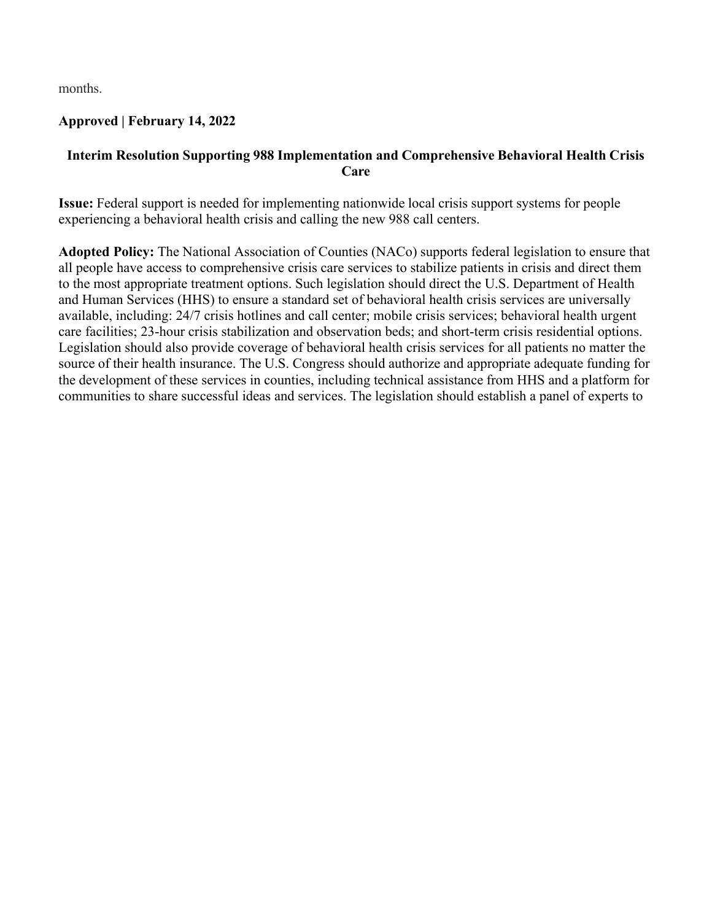months.

**Approved | February 14, 2022**

**Interim Resolution Supporting 988 Implementation and Comprehensive Behavioral Health Crisis Care**

**Issue:** Federal support is needed for implementing nationwide local crisis support systems for people experiencing a behavioral health crisis and calling the new 988 call centers.

**Adopted Policy:** The National Association of Counties (NACo) supports federal legislation to ensure that all people have access to comprehensive crisis care services to stabilize patients in crisis and direct them to the most appropriate treatment options. Such legislation should direct the U.S. Department of Health and Human Services (HHS) to ensure a standard set of behavioral health crisis services are universally available, including: 24/7 crisis hotlines and call center; mobile crisis services; behavioral health urgent care facilities; 23-hour crisis stabilization and observation beds; and short-term crisis residential options. Legislation should also provide coverage of behavioral health crisis services for all patients no matter the source of their health insurance. The U.S. Congress should authorize and appropriate adequate funding for the development of these services in counties, including technical assistance from HHS and a platform for communities to share successful ideas and services. The legislation should establish a panel of experts to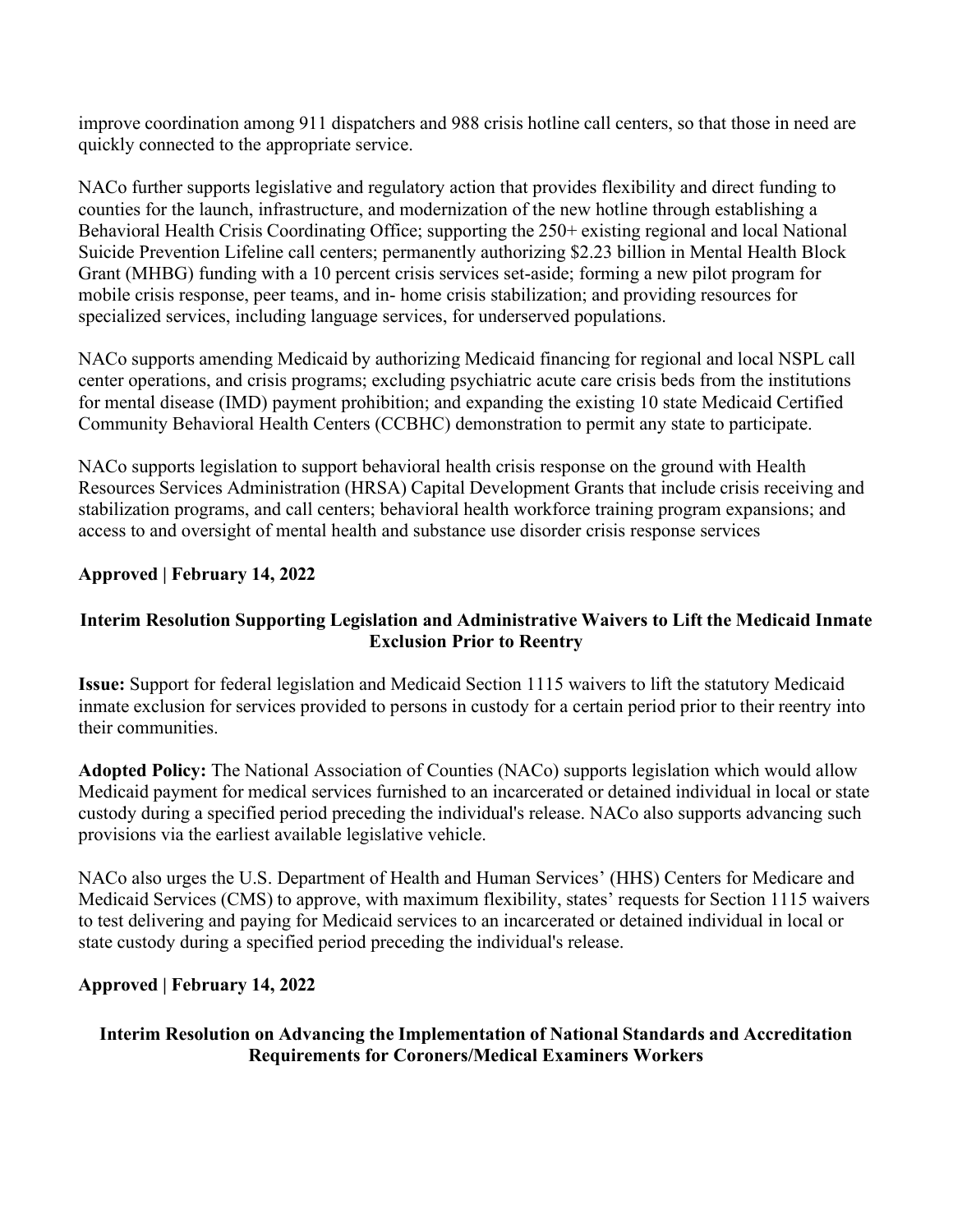improve coordination among 911 dispatchers and 988 crisis hotline call centers, so that those in need are quickly connected to the appropriate service.

NACo further supports legislative and regulatory action that provides flexibility and direct funding to counties for the launch, infrastructure, and modernization of the new hotline through establishing a Behavioral Health Crisis Coordinating Office; supporting the 250+ existing regional and local National Suicide Prevention Lifeline call centers; permanently authorizing $2.23 billion in Mental Health Block Grant (MHBG) funding with a 10 percent crisis services set-aside; forming a new pilot program for mobile crisis response, peer teams, and in- home crisis stabilization; and providing resources for specialized services, including language services, for underserved populations.

NACo supports amending Medicaid by authorizing Medicaid financing for regional and local NSPL call center operations, and crisis programs; excluding psychiatric acute care crisis beds from the institutions for mental disease (IMD) payment prohibition; and expanding the existing 10 state Medicaid Certified Community Behavioral Health Centers (CCBHC) demonstration to permit any state to participate.

NACo supports legislation to support behavioral health crisis response on the ground with Health Resources Services Administration (HRSA) Capital Development Grants that include crisis receiving and stabilization programs, and call centers; behavioral health workforce training program expansions; and access to and oversight of mental health and substance use disorder crisis response services

**Approved | February 14, 2022**

### Interim Resolution Supporting Legislation and Administrative Waivers to Lift the Medicaid Inmate Exclusion Prior to Reentry

**Issue:** Support for federal legislation and Medicaid Section 1115 waivers to lift the statutory Medicaid inmate exclusion for services provided to persons in custody for a certain period prior to their reentry into their communities.

**Adopted Policy:** The National Association of Counties (NACo) supports legislation which would allow Medicaid payment for medical services furnished to an incarcerated or detained individual in local or state custody during a specified period preceding the individual's release. NACo also supports advancing such provisions via the earliest available legislative vehicle.

NACo also urges the U.S. Department of Health and Human Services' (HHS) Centers for Medicare and Medicaid Services (CMS) to approve, with maximum flexibility, states' requests for Section 1115 waivers to test delivering and paying for Medicaid services to an incarcerated or detained individual in local or state custody during a specified period preceding the individual's release.

**Approved | February 14, 2022**

### Interim Resolution on Advancing the Implementation of National Standards and Accreditation Requirements for Coroners/Medical Examiners Workers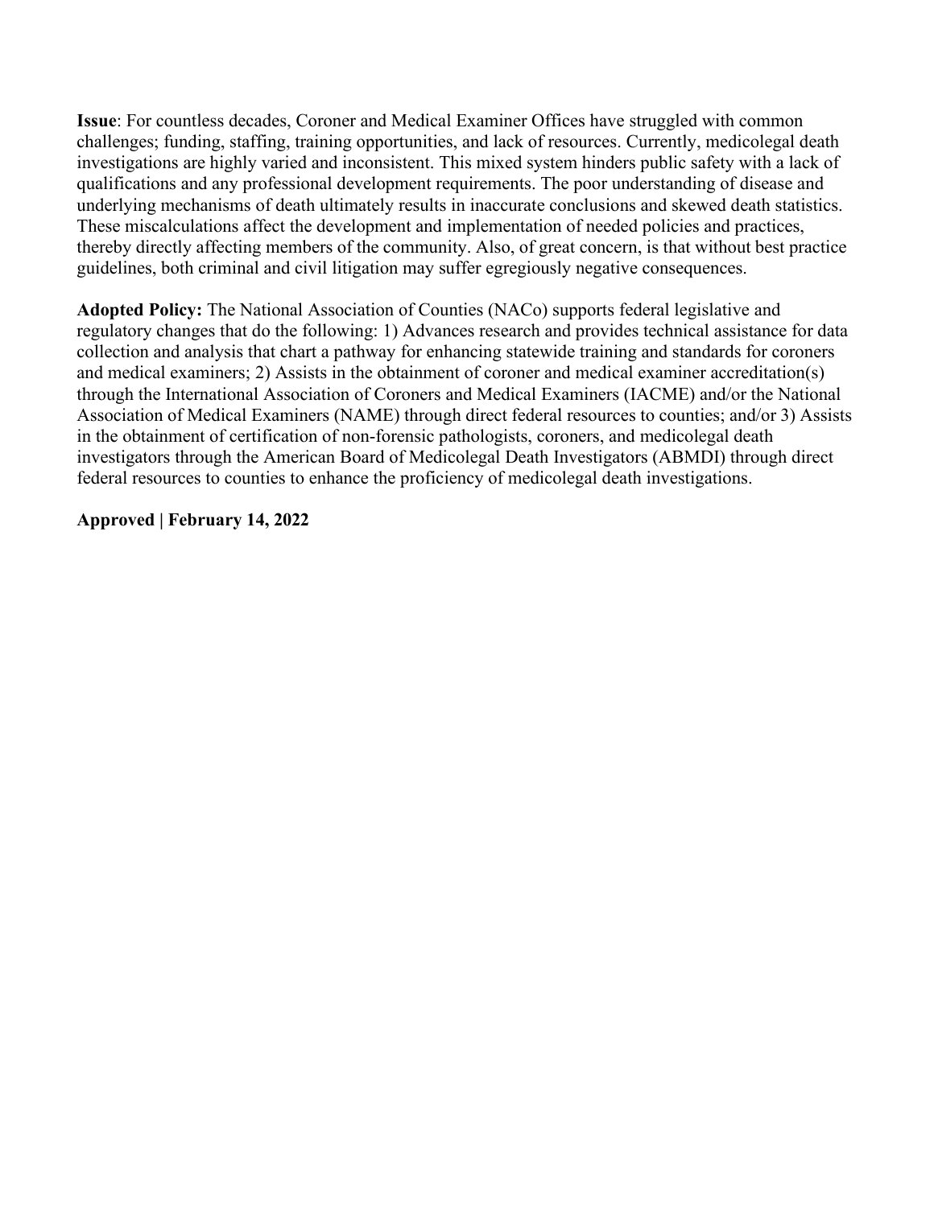**Issue**: For countless decades, Coroner and Medical Examiner Offices have struggled with common challenges; funding, staffing, training opportunities, and lack of resources. Currently, medicolegal death investigations are highly varied and inconsistent. This mixed system hinders public safety with a lack of qualifications and any professional development requirements. The poor understanding of disease and underlying mechanisms of death ultimately results in inaccurate conclusions and skewed death statistics. These miscalculations affect the development and implementation of needed policies and practices, thereby directly affecting members of the community. Also, of great concern, is that without best practice guidelines, both criminal and civil litigation may suffer egregiously negative consequences.

**Adopted Policy:** The National Association of Counties (NACo) supports federal legislative and regulatory changes that do the following: 1) Advances research and provides technical assistance for data collection and analysis that chart a pathway for enhancing statewide training and standards for coroners and medical examiners; 2) Assists in the obtainment of coroner and medical examiner accreditation(s) through the International Association of Coroners and Medical Examiners (IACME) and/or the National Association of Medical Examiners (NAME) through direct federal resources to counties; and/or 3) Assists in the obtainment of certification of non-forensic pathologists, coroners, and medicolegal death investigators through the American Board of Medicolegal Death Investigators (ABMDI) through direct federal resources to counties to enhance the proficiency of medicolegal death investigations.

**Approved | February 14, 2022**